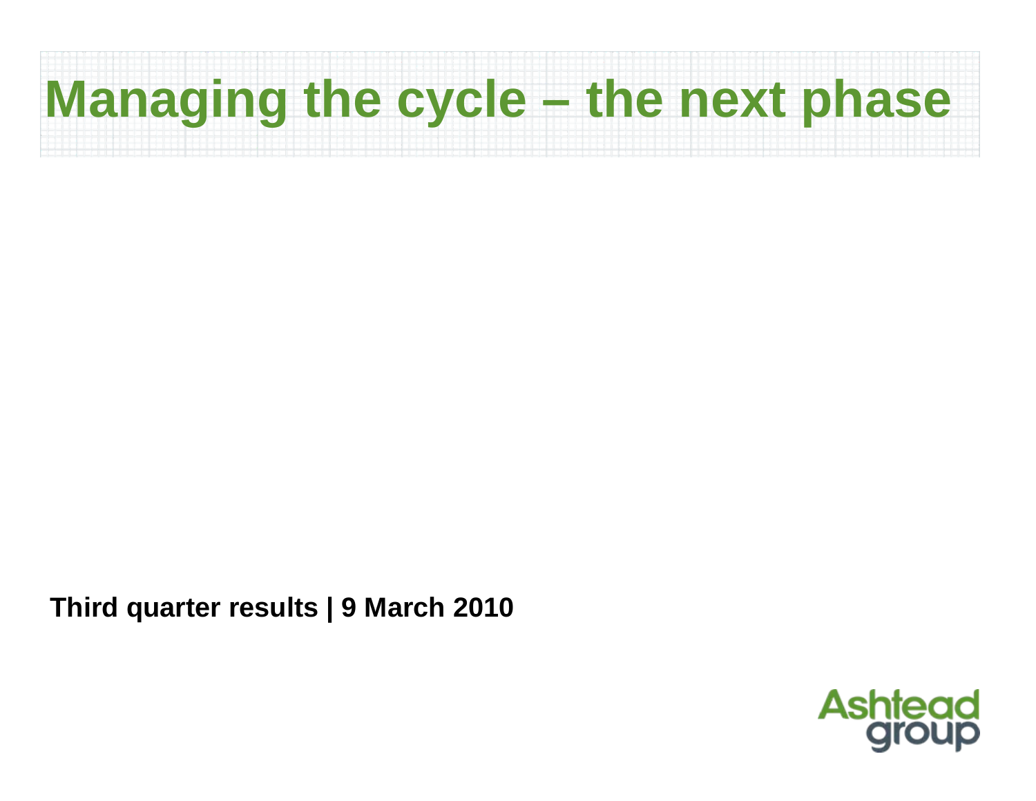# Managing the cycle – the next phase

**Third quarter results | 9 March 2010**

Ashtead group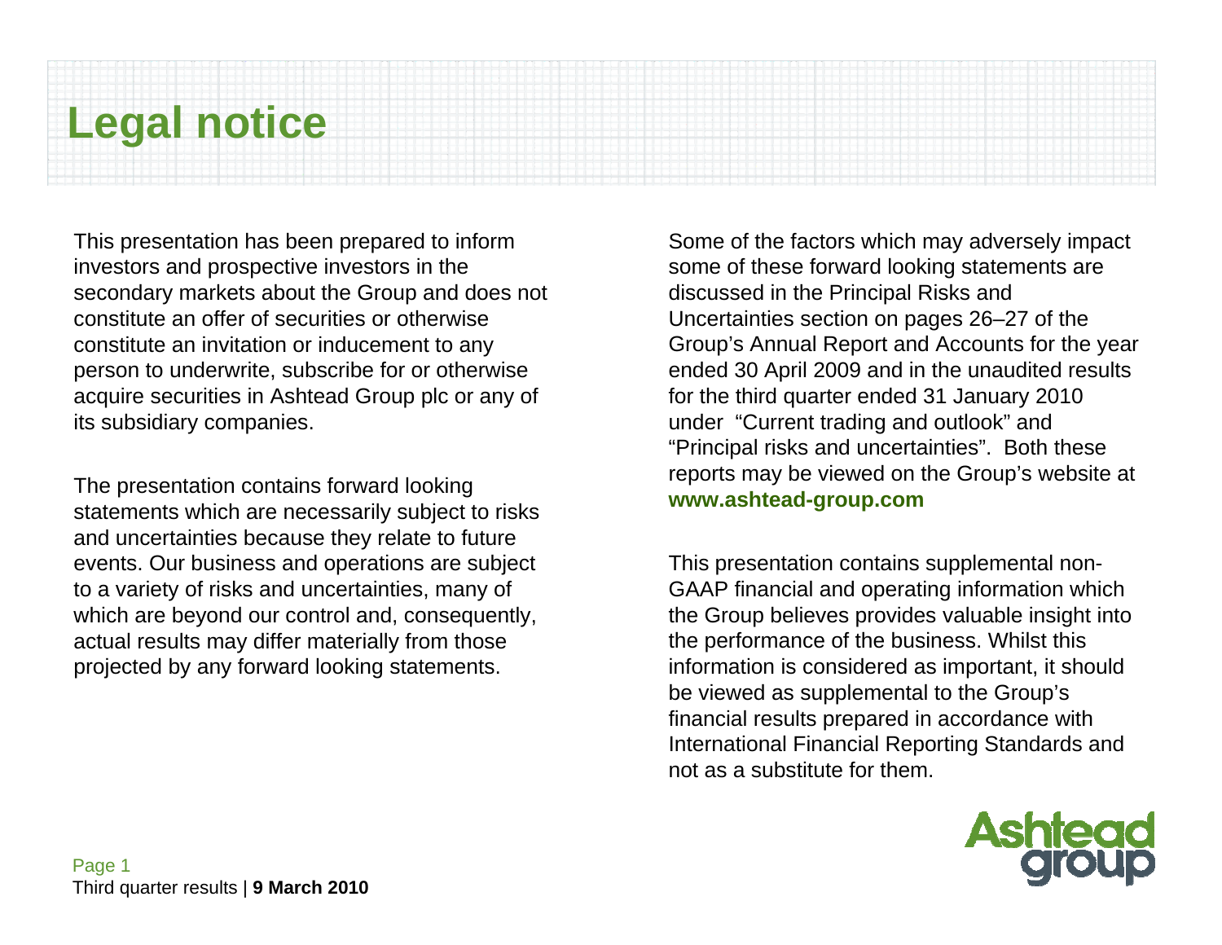# Legal notice

This presentation has been prepared to inform investors and prospective investors in the secondary markets about the Group and does not constitute an offer of securities or otherwise constitute an invitation or inducement to any person to underwrite, subscribe for or otherwise acquire securities in Ashtead Group plc or any of its subsidiary companies.

The presentation contains forward looking statements which are necessarily subject to risks and uncertainties because they relate to future events. Our business and operations are subject to a variety of risks and uncertainties, many of which are beyond our control and, consequently, actual results may differ materially from those projected by any forward looking statements.

Some of the factors which may adversely impact some of these forward looking statements are discussed in the Principal Risks and Uncertainties section on pages 26–27 of the Group's Annual Report and Accounts for the year ended 30 April 2009 and in the unaudited results for the third quarter ended 31 January 2010 under "Current trading and outlook" and "Principal risks and uncertainties". Both these reports may be viewed on the Group's website at **www.ashtead-group.com**

This presentation contains supplemental non-GAAP financial and operating information which the Group believes provides valuable insight into the performance of the business. Whilst this information is considered as important, it should be viewed as supplemental to the Group's financial results prepared in accordance with International Financial Reporting Standards and not as a substitute for them.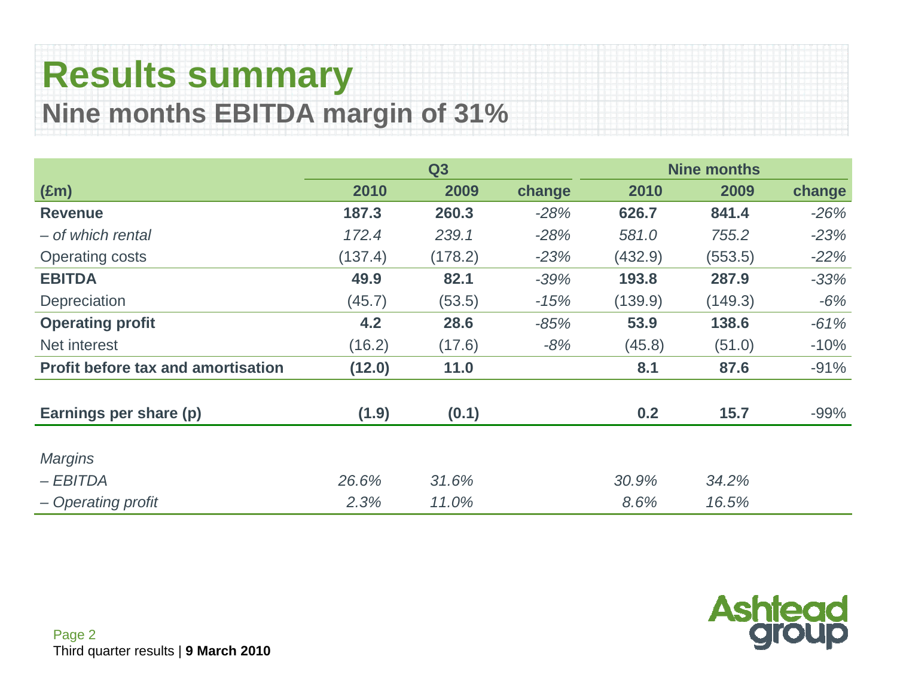# Results summary

## Nine months EBITDA margin of 31%

| | Q3 | | | Nine months | | |
|---|---|---|---|---|---|---|
| **(£m)** | **2010** | **2009** | **change** | **2010** | **2009** | **change** |
| **Revenue** | **187.3** | **260.3** | *-28%* | **626.7** | **841.4** | *-26%* |
| *– of which rental* | *172.4* | *239.1* | *-28%* | *581.0* | *755.2* | *-23%* |
| Operating costs | (137.4) | (178.2) | *-23%* | (432.9) | (553.5) | *-22%* |
| **EBITDA** | **49.9** | **82.1** | *-39%* | **193.8** | **287.9** | *-33%* |
| Depreciation | (45.7) | (53.5) | *-15%* | (139.9) | (149.3) | *-6%* |
| **Operating profit** | **4.2** | **28.6** | *-85%* | **53.9** | **138.6** | *-61%* |
| Net interest | (16.2) | (17.6) | *-8%* | (45.8) | (51.0) | -10% |
| **Profit before tax and amortisation** | **(12.0)** | **11.0** | | **8.1** | **87.6** | -91% |
| | | | | | | |
| **Earnings per share (p)** | **(1.9)** | **(0.1)** | | **0.2** | **15.7** | -99% |
| | | | | | | |
| *Margins* | | | | | | |
| *– EBITDA* | *26.6%* | *31.6%* | | *30.9%* | *34.2%* | |
| *– Operating profit* | *2.3%* | *11.0%* | | *8.6%* | *16.5%* | |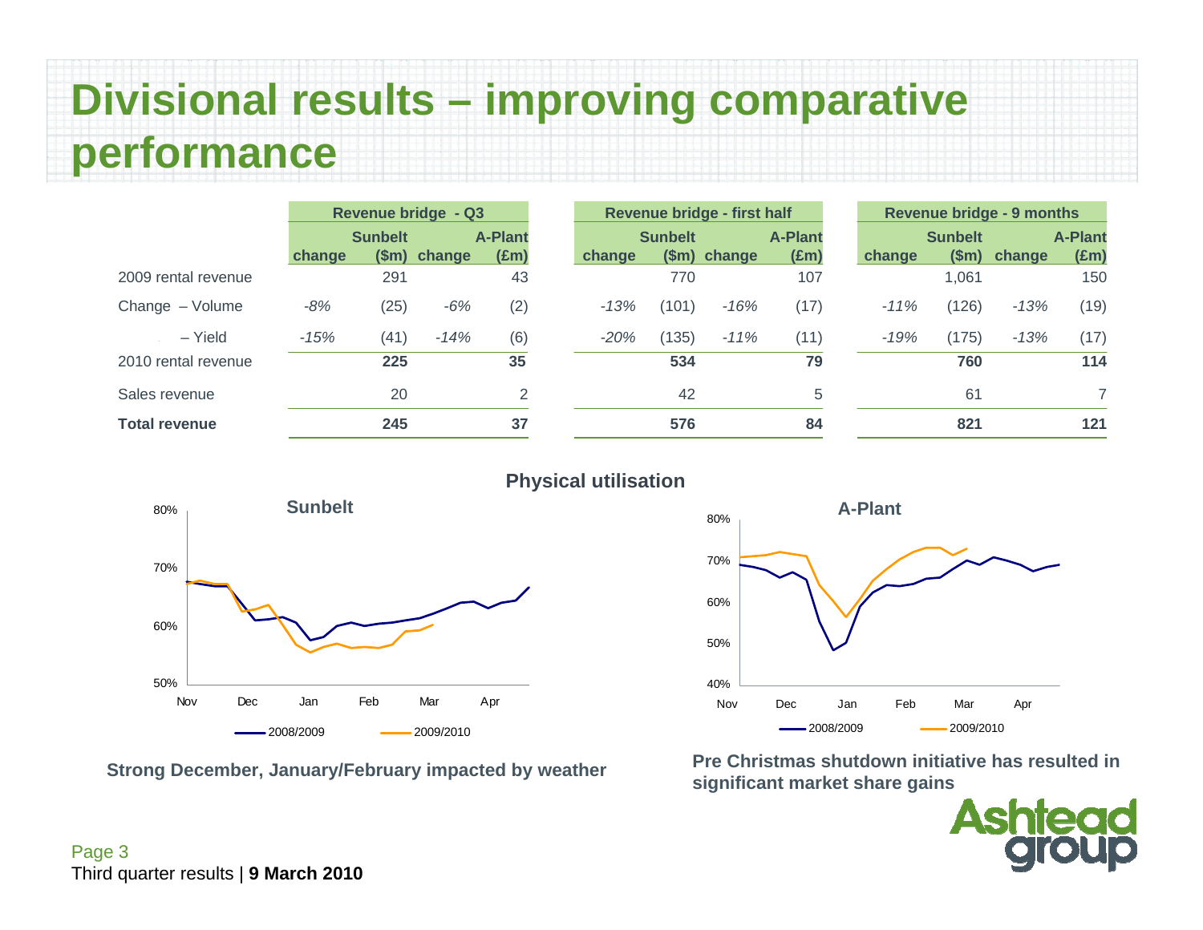# Divisional results – improving comparative performance

| | Revenue bridge - Q3 | | | | Revenue bridge - first half | | | | Revenue bridge - 9 months | | | |
|---|---|---|---|---|---|---|---|---|---|---|---|---|
| | change | Sunbelt ($m) | change | A-Plant (£m) | change | Sunbelt ($m) | change | A-Plant (£m) | change | Sunbelt ($m) | change | A-Plant (£m) |
| 2009 rental revenue | | 291 | | 43 | | 770 | | 107 | | 1,061 | | 150 |
| Change – Volume | *-8%* | (25) | *-6%* | (2) | *-13%* | (101) | *-16%* | (17) | *-11%* | (126) | *-13%* | (19) |
| – Yield | *-15%* | (41) | *-14%* | (6) | *-20%* | (135) | *-11%* | (11) | *-19%* | (175) | *-13%* | (17) |
| 2010 rental revenue | | **225** | | **35** | | **534** | | **79** | | **760** | | **114** |
| Sales revenue | | 20 | | 2 | | 42 | | 5 | | 61 | | 7 |
| **Total revenue** | | **245** | | **37** | | **576** | | **84** | | **821** | | **121** |

## Physical utilisation

**Sunbelt**

**Strong December, January/February impacted by weather**

**A-Plant**

**Pre Christmas shutdown initiative has resulted in significant market share gains**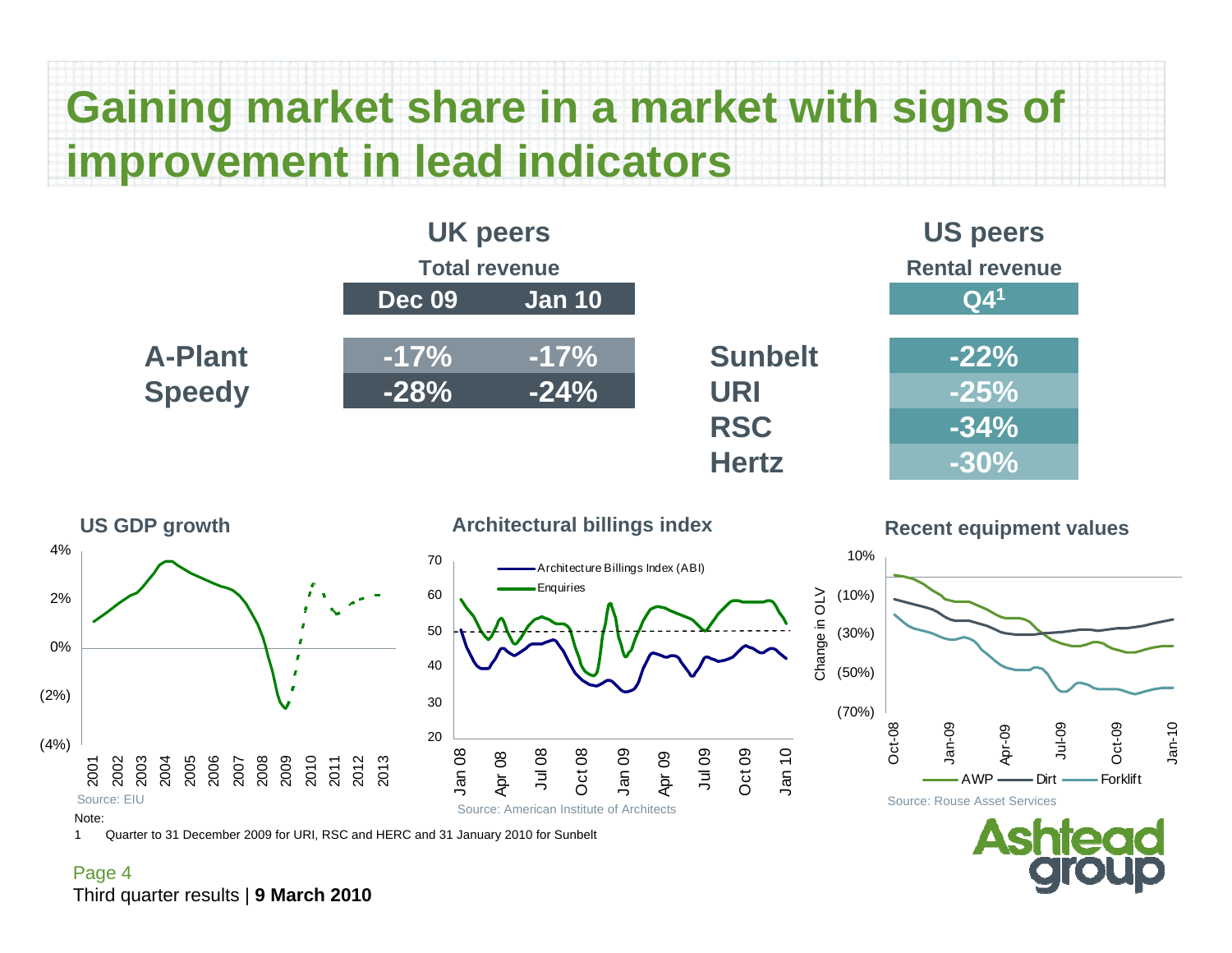# Gaining market share in a market with signs of improvement in lead indicators

## UK peers

**Total revenue**

| | Dec 09 | Jan 10 |
|---|---|---|
| A-Plant | -17% | -17% |
| Speedy | -28% | -24% |

## US peers

**Rental revenue**

| | Q4[1] |
|---|---|
| Sunbelt | -22% |
| URI | -25% |
| RSC | -34% |
| Hertz | -30% |

### US GDP growth

Source: EIU

### Architectural billings index

Architecture Billings Index (ABI)
Enquiries

Source: American Institute of Architects

### Recent equipment values

Change in OLV

AWP — Dirt — Forklift

Source: Rouse Asset Services

Note:

1 Quarter to 31 December 2009 for URI, RSC and HERC and 31 January 2010 for Sunbelt

Third quarter results | **9 March 2010**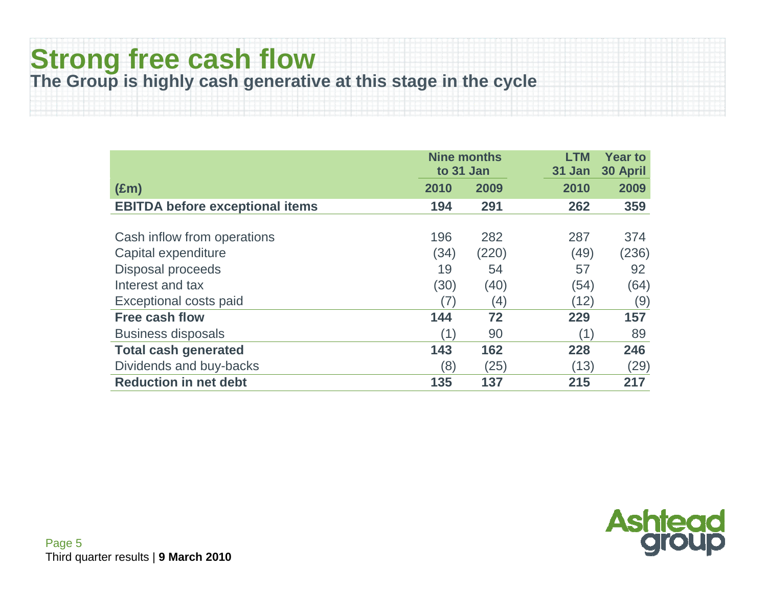# Strong free cash flow

## The Group is highly cash generative at this stage in the cycle

| | Nine months to 31 Jan | | LTM 31 Jan | Year to 30 April |
|---|---|---|---|---|
| **(£m)** | **2010** | **2009** | **2010** | **2009** |
| **EBITDA before exceptional items** | **194** | **291** | **262** | **359** |
| Cash inflow from operations | 196 | 282 | 287 | 374 |
| Capital expenditure | (34) | (220) | (49) | (236) |
| Disposal proceeds | 19 | 54 | 57 | 92 |
| Interest and tax | (30) | (40) | (54) | (64) |
| Exceptional costs paid | (7) | (4) | (12) | (9) |
| **Free cash flow** | **144** | **72** | **229** | **157** |
| Business disposals | (1) | 90 | (1) | 89 |
| **Total cash generated** | **143** | **162** | **228** | **246** |
| Dividends and buy-backs | (8) | (25) | (13) | (29) |
| **Reduction in net debt** | **135** | **137** | **215** | **217** |

Third quarter results | **9 March 2010**